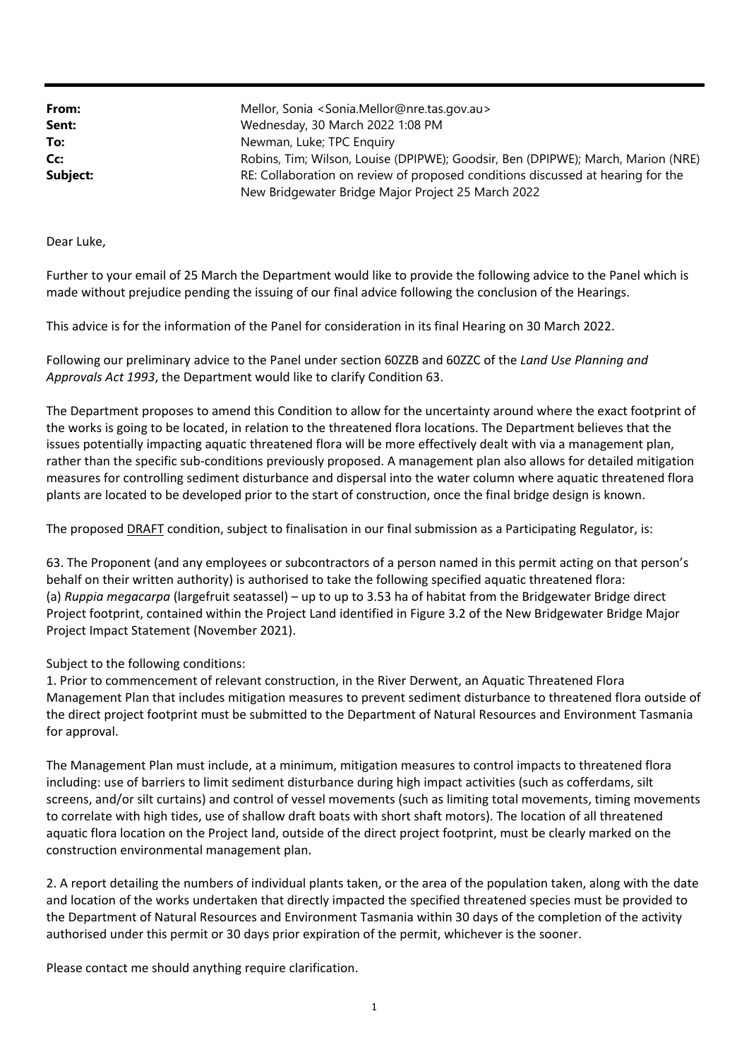| | |
|---|---|
| **From:** | Mellor, Sonia <Sonia.Mellor@nre.tas.gov.au> |
| **Sent:** | Wednesday, 30 March 2022 1:08 PM |
| **To:** | Newman, Luke; TPC Enquiry |
| **Cc:** | Robins, Tim; Wilson, Louise (DPIPWE); Goodsir, Ben (DPIPWE); March, Marion (NRE) |
| **Subject:** | RE: Collaboration on review of proposed conditions discussed at hearing for the New Bridgewater Bridge Major Project 25 March 2022 |

Dear Luke,

Further to your email of 25 March the Department would like to provide the following advice to the Panel which is made without prejudice pending the issuing of our final advice following the conclusion of the Hearings.

This advice is for the information of the Panel for consideration in its final Hearing on 30 March 2022.

Following our preliminary advice to the Panel under section 60ZZB and 60ZZC of the *Land Use Planning and Approvals Act 1993*, the Department would like to clarify Condition 63.

The Department proposes to amend this Condition to allow for the uncertainty around where the exact footprint of the works is going to be located, in relation to the threatened flora locations. The Department believes that the issues potentially impacting aquatic threatened flora will be more effectively dealt with via a management plan, rather than the specific sub-conditions previously proposed. A management plan also allows for detailed mitigation measures for controlling sediment disturbance and dispersal into the water column where aquatic threatened flora plants are located to be developed prior to the start of construction, once the final bridge design is known.

The proposed <u>DRAFT</u> condition, subject to finalisation in our final submission as a Participating Regulator, is:

63. The Proponent (and any employees or subcontractors of a person named in this permit acting on that person's behalf on their written authority) is authorised to take the following specified aquatic threatened flora:
(a) *Ruppia megacarpa* (largefruit seatassel) – up to up to 3.53 ha of habitat from the Bridgewater Bridge direct Project footprint, contained within the Project Land identified in Figure 3.2 of the New Bridgewater Bridge Major Project Impact Statement (November 2021).

Subject to the following conditions:
1. Prior to commencement of relevant construction, in the River Derwent, an Aquatic Threatened Flora Management Plan that includes mitigation measures to prevent sediment disturbance to threatened flora outside of the direct project footprint must be submitted to the Department of Natural Resources and Environment Tasmania for approval.

The Management Plan must include, at a minimum, mitigation measures to control impacts to threatened flora including: use of barriers to limit sediment disturbance during high impact activities (such as cofferdams, silt screens, and/or silt curtains) and control of vessel movements (such as limiting total movements, timing movements to correlate with high tides, use of shallow draft boats with short shaft motors). The location of all threatened aquatic flora location on the Project land, outside of the direct project footprint, must be clearly marked on the construction environmental management plan.

2. A report detailing the numbers of individual plants taken, or the area of the population taken, along with the date and location of the works undertaken that directly impacted the specified threatened species must be provided to the Department of Natural Resources and Environment Tasmania within 30 days of the completion of the activity authorised under this permit or 30 days prior expiration of the permit, whichever is the sooner.

Please contact me should anything require clarification.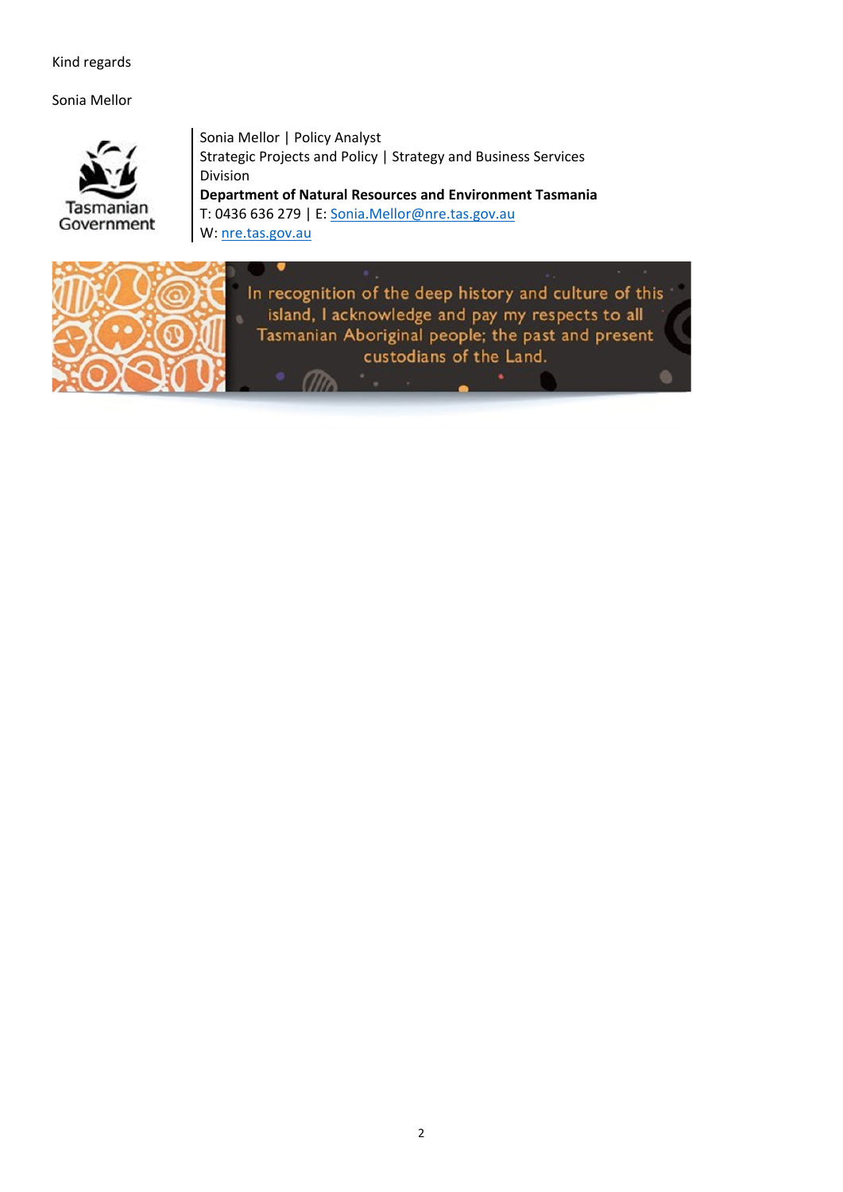Kind regards

Sonia Mellor

Tasmanian Government

Sonia Mellor | Policy Analyst
Strategic Projects and Policy | Strategy and Business Services Division
**Department of Natural Resources and Environment Tasmania**
T: 0436 636 279 | E: Sonia.Mellor@nre.tas.gov.au
W: nre.tas.gov.au

In recognition of the deep history and culture of this island, I acknowledge and pay my respects to all Tasmanian Aboriginal people; the past and present custodians of the Land.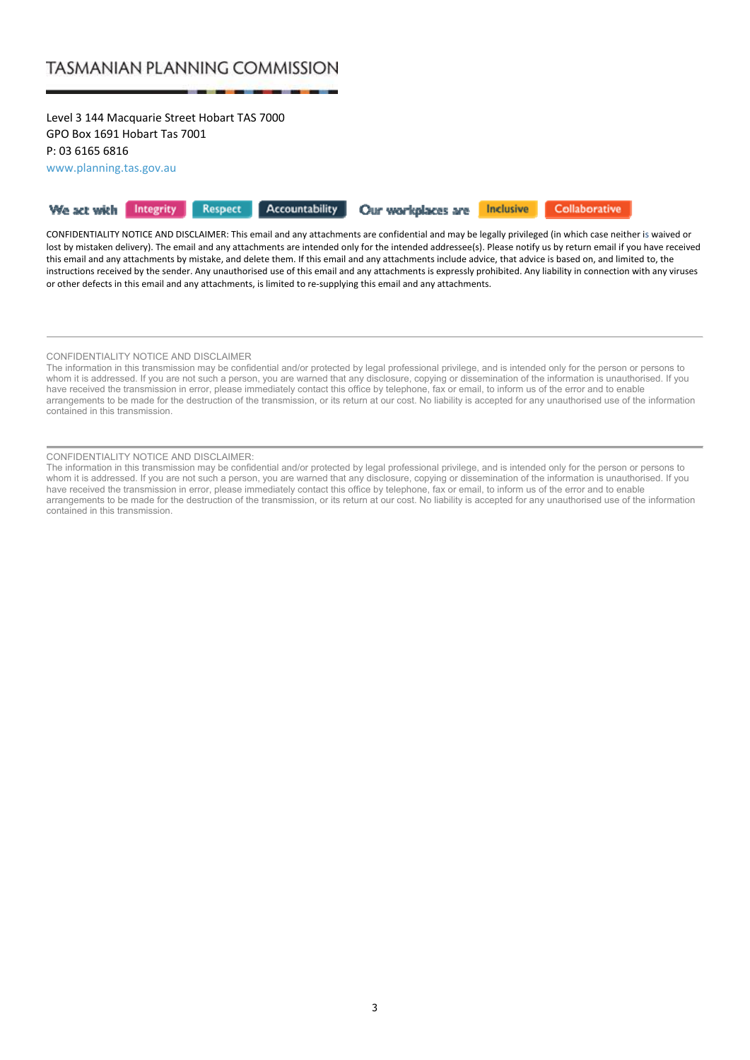TASMANIAN PLANNING COMMISSION

Level 3 144 Macquarie Street Hobart TAS 7000
GPO Box 1691 Hobart Tas 7001
P: 03 6165 6816
www.planning.tas.gov.au

We act with Integrity Respect Accountability Our workplaces are Inclusive Collaborative

CONFIDENTIALITY NOTICE AND DISCLAIMER: This email and any attachments are confidential and may be legally privileged (in which case neither is waived or lost by mistaken delivery). The email and any attachments are intended only for the intended addressee(s). Please notify us by return email if you have received this email and any attachments by mistake, and delete them. If this email and any attachments include advice, that advice is based on, and limited to, the instructions received by the sender. Any unauthorised use of this email and any attachments is expressly prohibited. Any liability in connection with any viruses or other defects in this email and any attachments, is limited to re-supplying this email and any attachments.

---

CONFIDENTIALITY NOTICE AND DISCLAIMER
The information in this transmission may be confidential and/or protected by legal professional privilege, and is intended only for the person or persons to whom it is addressed. If you are not such a person, you are warned that any disclosure, copying or dissemination of the information is unauthorised. If you have received the transmission in error, please immediately contact this office by telephone, fax or email, to inform us of the error and to enable arrangements to be made for the destruction of the transmission, or its return at our cost. No liability is accepted for any unauthorised use of the information contained in this transmission.

---

CONFIDENTIALITY NOTICE AND DISCLAIMER:
The information in this transmission may be confidential and/or protected by legal professional privilege, and is intended only for the person or persons to whom it is addressed. If you are not such a person, you are warned that any disclosure, copying or dissemination of the information is unauthorised. If you have received the transmission in error, please immediately contact this office by telephone, fax or email, to inform us of the error and to enable arrangements to be made for the destruction of the transmission, or its return at our cost. No liability is accepted for any unauthorised use of the information contained in this transmission.